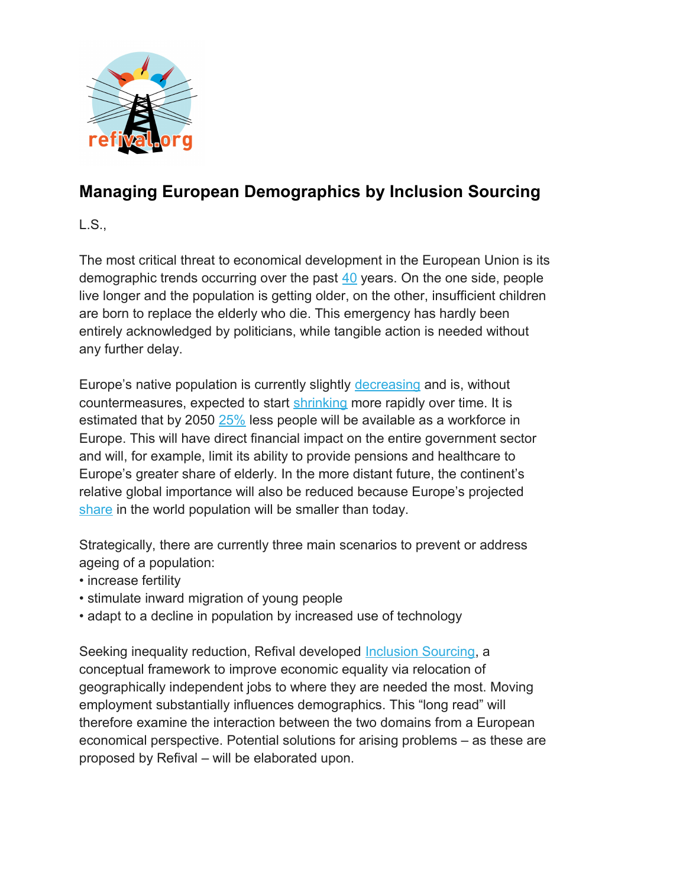# Managing European Demographics by Inclusion Sourcing

L.S.,

The most critical threat to economical development in the European Union is its demographic trends occurring over the past 40 years. On the one side, people live longer and the population is getting older, on the other, insufficient children are born to replace the elderly who die. This emergency has hardly been entirely acknowledged by politicians, while tangible action is needed without any further delay.

Europe's native population is currently slightly decreasing and is, without countermeasures, expected to start shrinking more rapidly over time. It is estimated that by 2050 25% less people will be available as a workforce in Europe. This will have direct financial impact on the entire government sector and will, for example, limit its ability to provide pensions and healthcare to Europe's greater share of elderly. In the more distant future, the continent's relative global importance will also be reduced because Europe's projected share in the world population will be smaller than today.

Strategically, there are currently three main scenarios to prevent or address ageing of a population:

- increase fertility
- stimulate inward migration of young people
- adapt to a decline in population by increased use of technology

Seeking inequality reduction, Refival developed Inclusion Sourcing, a conceptual framework to improve economic equality via relocation of geographically independent jobs to where they are needed the most. Moving employment substantially influences demographics. This "long read" will therefore examine the interaction between the two domains from a European economical perspective. Potential solutions for arising problems – as these are proposed by Refival – will be elaborated upon.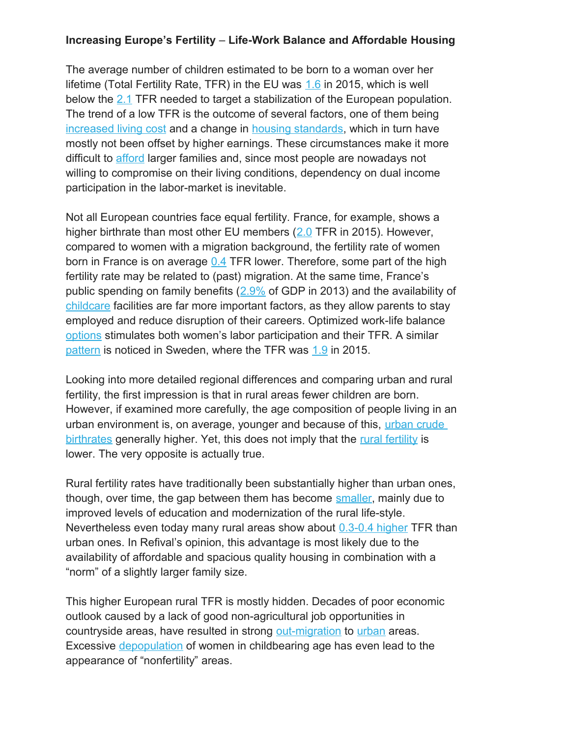**Increasing Europe's Fertility – Life-Work Balance and Affordable Housing**

The average number of children estimated to be born to a woman over her lifetime (Total Fertility Rate, TFR) in the EU was 1.6 in 2015, which is well below the 2.1 TFR needed to target a stabilization of the European population. The trend of a low TFR is the outcome of several factors, one of them being increased living cost and a change in housing standards, which in turn have mostly not been offset by higher earnings. These circumstances make it more difficult to afford larger families and, since most people are nowadays not willing to compromise on their living conditions, dependency on dual income participation in the labor-market is inevitable.

Not all European countries face equal fertility. France, for example, shows a higher birthrate than most other EU members (2.0 TFR in 2015). However, compared to women with a migration background, the fertility rate of women born in France is on average 0.4 TFR lower. Therefore, some part of the high fertility rate may be related to (past) migration. At the same time, France's public spending on family benefits (2.9% of GDP in 2013) and the availability of childcare facilities are far more important factors, as they allow parents to stay employed and reduce disruption of their careers. Optimized work-life balance options stimulates both women's labor participation and their TFR. A similar pattern is noticed in Sweden, where the TFR was 1.9 in 2015.

Looking into more detailed regional differences and comparing urban and rural fertility, the first impression is that in rural areas fewer children are born. However, if examined more carefully, the age composition of people living in an urban environment is, on average, younger and because of this, urban crude birthrates generally higher. Yet, this does not imply that the rural fertility is lower. The very opposite is actually true.

Rural fertility rates have traditionally been substantially higher than urban ones, though, over time, the gap between them has become smaller, mainly due to improved levels of education and modernization of the rural life-style. Nevertheless even today many rural areas show about 0.3-0.4 higher TFR than urban ones. In Refival's opinion, this advantage is most likely due to the availability of affordable and spacious quality housing in combination with a "norm" of a slightly larger family size.

This higher European rural TFR is mostly hidden. Decades of poor economic outlook caused by a lack of good non-agricultural job opportunities in countryside areas, have resulted in strong out-migration to urban areas. Excessive depopulation of women in childbearing age has even lead to the appearance of "nonfertility" areas.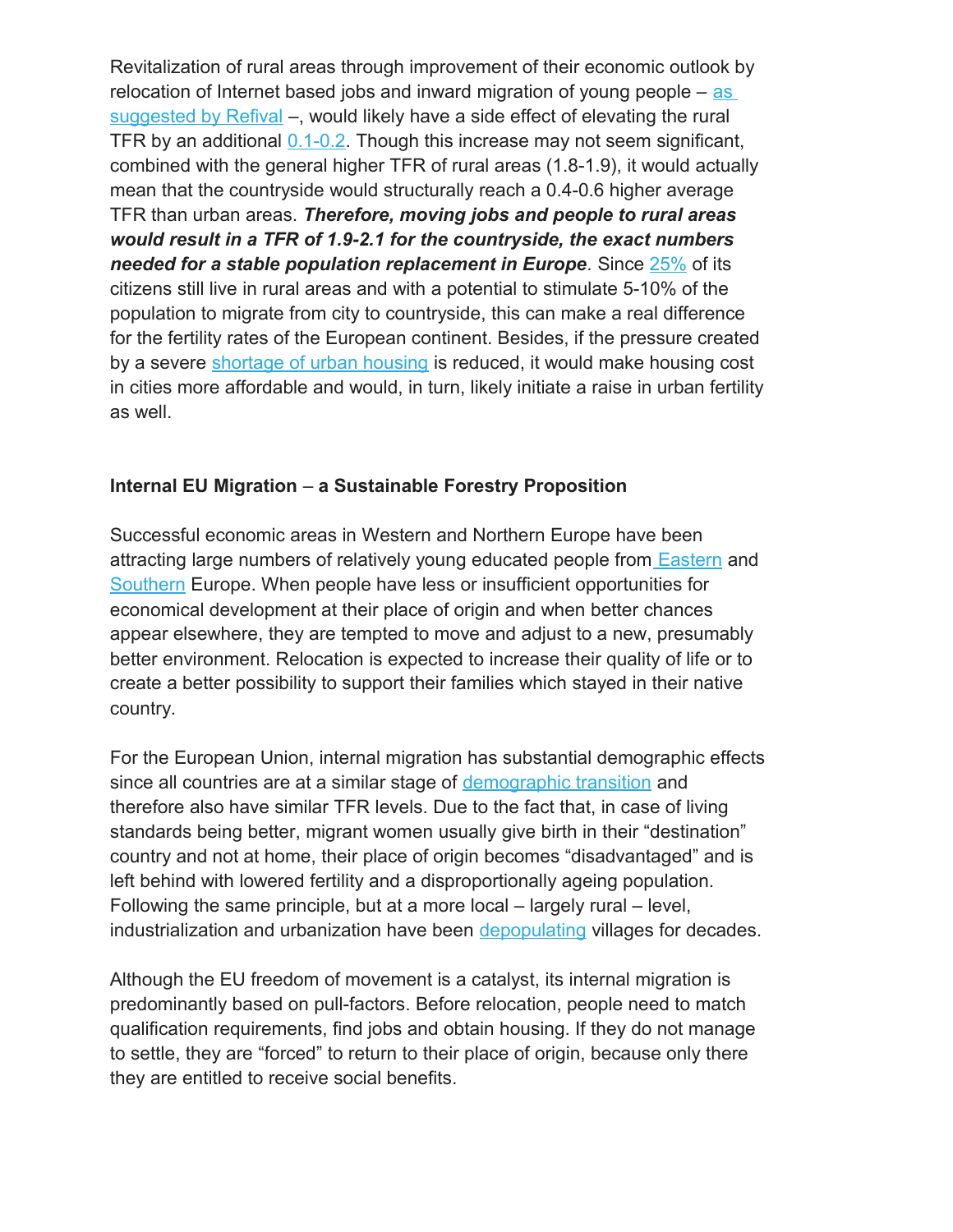Revitalization of rural areas through improvement of their economic outlook by relocation of Internet based jobs and inward migration of young people – as suggested by Refival –, would likely have a side effect of elevating the rural TFR by an additional 0.1-0.2. Though this increase may not seem significant, combined with the general higher TFR of rural areas (1.8-1.9), it would actually mean that the countryside would structurally reach a 0.4-0.6 higher average TFR than urban areas. ***Therefore, moving jobs and people to rural areas would result in a TFR of 1.9-2.1 for the countryside, the exact numbers needed for a stable population replacement in Europe.*** Since 25% of its citizens still live in rural areas and with a potential to stimulate 5-10% of the population to migrate from city to countryside, this can make a real difference for the fertility rates of the European continent. Besides, if the pressure created by a severe shortage of urban housing is reduced, it would make housing cost in cities more affordable and would, in turn, likely initiate a raise in urban fertility as well.

**Internal EU Migration – a Sustainable Forestry Proposition**

Successful economic areas in Western and Northern Europe have been attracting large numbers of relatively young educated people from Eastern and Southern Europe. When people have less or insufficient opportunities for economical development at their place of origin and when better chances appear elsewhere, they are tempted to move and adjust to a new, presumably better environment. Relocation is expected to increase their quality of life or to create a better possibility to support their families which stayed in their native country.

For the European Union, internal migration has substantial demographic effects since all countries are at a similar stage of demographic transition and therefore also have similar TFR levels. Due to the fact that, in case of living standards being better, migrant women usually give birth in their "destination" country and not at home, their place of origin becomes "disadvantaged" and is left behind with lowered fertility and a disproportionally ageing population. Following the same principle, but at a more local – largely rural – level, industrialization and urbanization have been depopulating villages for decades.

Although the EU freedom of movement is a catalyst, its internal migration is predominantly based on pull-factors. Before relocation, people need to match qualification requirements, find jobs and obtain housing. If they do not manage to settle, they are "forced" to return to their place of origin, because only there they are entitled to receive social benefits.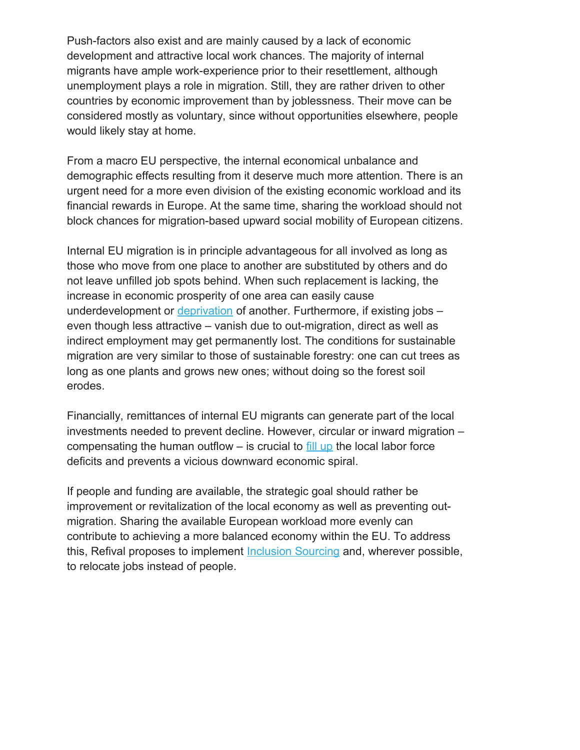Push-factors also exist and are mainly caused by a lack of economic development and attractive local work chances. The majority of internal migrants have ample work-experience prior to their resettlement, although unemployment plays a role in migration. Still, they are rather driven to other countries by economic improvement than by joblessness. Their move can be considered mostly as voluntary, since without opportunities elsewhere, people would likely stay at home.

From a macro EU perspective, the internal economical unbalance and demographic effects resulting from it deserve much more attention. There is an urgent need for a more even division of the existing economic workload and its financial rewards in Europe. At the same time, sharing the workload should not block chances for migration-based upward social mobility of European citizens.

Internal EU migration is in principle advantageous for all involved as long as those who move from one place to another are substituted by others and do not leave unfilled job spots behind. When such replacement is lacking, the increase in economic prosperity of one area can easily cause underdevelopment or deprivation of another. Furthermore, if existing jobs – even though less attractive – vanish due to out-migration, direct as well as indirect employment may get permanently lost. The conditions for sustainable migration are very similar to those of sustainable forestry: one can cut trees as long as one plants and grows new ones; without doing so the forest soil erodes.

Financially, remittances of internal EU migrants can generate part of the local investments needed to prevent decline. However, circular or inward migration – compensating the human outflow – is crucial to fill up the local labor force deficits and prevents a vicious downward economic spiral.

If people and funding are available, the strategic goal should rather be improvement or revitalization of the local economy as well as preventing out-migration. Sharing the available European workload more evenly can contribute to achieving a more balanced economy within the EU. To address this, Refival proposes to implement Inclusion Sourcing and, wherever possible, to relocate jobs instead of people.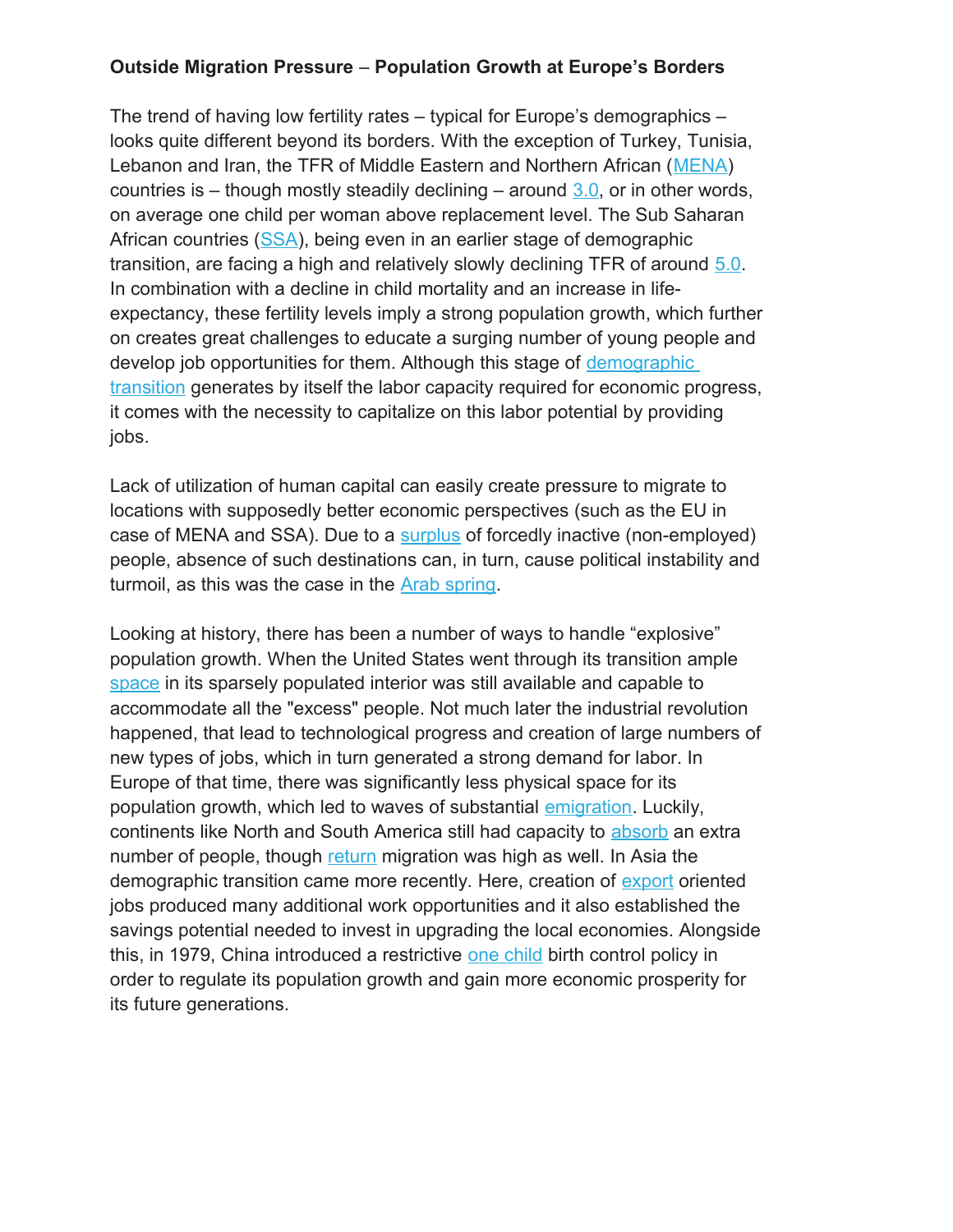**Outside Migration Pressure – Population Growth at Europe's Borders**

The trend of having low fertility rates – typical for Europe's demographics – looks quite different beyond its borders. With the exception of Turkey, Tunisia, Lebanon and Iran, the TFR of Middle Eastern and Northern African (MENA) countries is – though mostly steadily declining – around 3.0, or in other words, on average one child per woman above replacement level. The Sub Saharan African countries (SSA), being even in an earlier stage of demographic transition, are facing a high and relatively slowly declining TFR of around 5.0. In combination with a decline in child mortality and an increase in life-expectancy, these fertility levels imply a strong population growth, which further on creates great challenges to educate a surging number of young people and develop job opportunities for them. Although this stage of demographic transition generates by itself the labor capacity required for economic progress, it comes with the necessity to capitalize on this labor potential by providing jobs.

Lack of utilization of human capital can easily create pressure to migrate to locations with supposedly better economic perspectives (such as the EU in case of MENA and SSA). Due to a surplus of forcedly inactive (non-employed) people, absence of such destinations can, in turn, cause political instability and turmoil, as this was the case in the Arab spring.

Looking at history, there has been a number of ways to handle "explosive" population growth. When the United States went through its transition ample space in its sparsely populated interior was still available and capable to accommodate all the "excess" people. Not much later the industrial revolution happened, that lead to technological progress and creation of large numbers of new types of jobs, which in turn generated a strong demand for labor. In Europe of that time, there was significantly less physical space for its population growth, which led to waves of substantial emigration. Luckily, continents like North and South America still had capacity to absorb an extra number of people, though return migration was high as well. In Asia the demographic transition came more recently. Here, creation of export oriented jobs produced many additional work opportunities and it also established the savings potential needed to invest in upgrading the local economies. Alongside this, in 1979, China introduced a restrictive one child birth control policy in order to regulate its population growth and gain more economic prosperity for its future generations.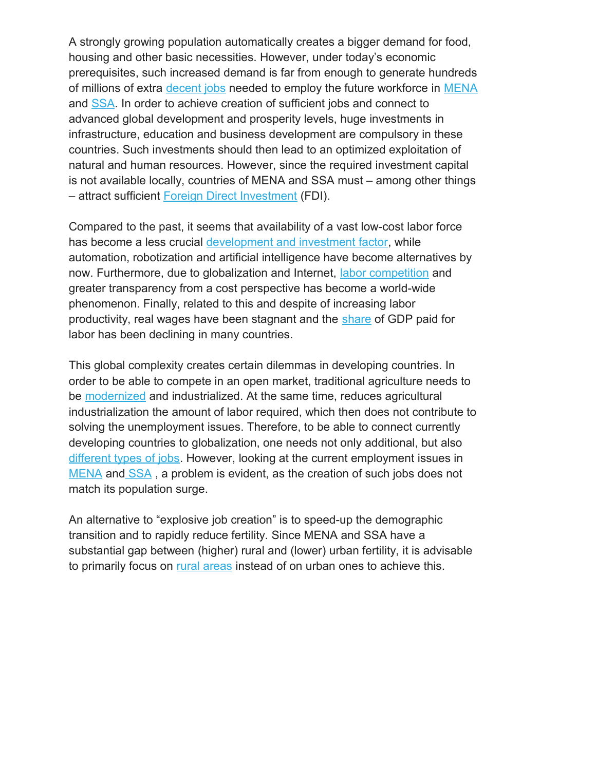A strongly growing population automatically creates a bigger demand for food, housing and other basic necessities. However, under today's economic prerequisites, such increased demand is far from enough to generate hundreds of millions of extra decent jobs needed to employ the future workforce in MENA and SSA. In order to achieve creation of sufficient jobs and connect to advanced global development and prosperity levels, huge investments in infrastructure, education and business development are compulsory in these countries. Such investments should then lead to an optimized exploitation of natural and human resources. However, since the required investment capital is not available locally, countries of MENA and SSA must – among other things – attract sufficient Foreign Direct Investment (FDI).

Compared to the past, it seems that availability of a vast low-cost labor force has become a less crucial development and investment factor, while automation, robotization and artificial intelligence have become alternatives by now. Furthermore, due to globalization and Internet, labor competition and greater transparency from a cost perspective has become a world-wide phenomenon. Finally, related to this and despite of increasing labor productivity, real wages have been stagnant and the share of GDP paid for labor has been declining in many countries.

This global complexity creates certain dilemmas in developing countries. In order to be able to compete in an open market, traditional agriculture needs to be modernized and industrialized. At the same time, reduces agricultural industrialization the amount of labor required, which then does not contribute to solving the unemployment issues. Therefore, to be able to connect currently developing countries to globalization, one needs not only additional, but also different types of jobs. However, looking at the current employment issues in MENA and SSA , a problem is evident, as the creation of such jobs does not match its population surge.

An alternative to "explosive job creation" is to speed-up the demographic transition and to rapidly reduce fertility. Since MENA and SSA have a substantial gap between (higher) rural and (lower) urban fertility, it is advisable to primarily focus on rural areas instead of on urban ones to achieve this.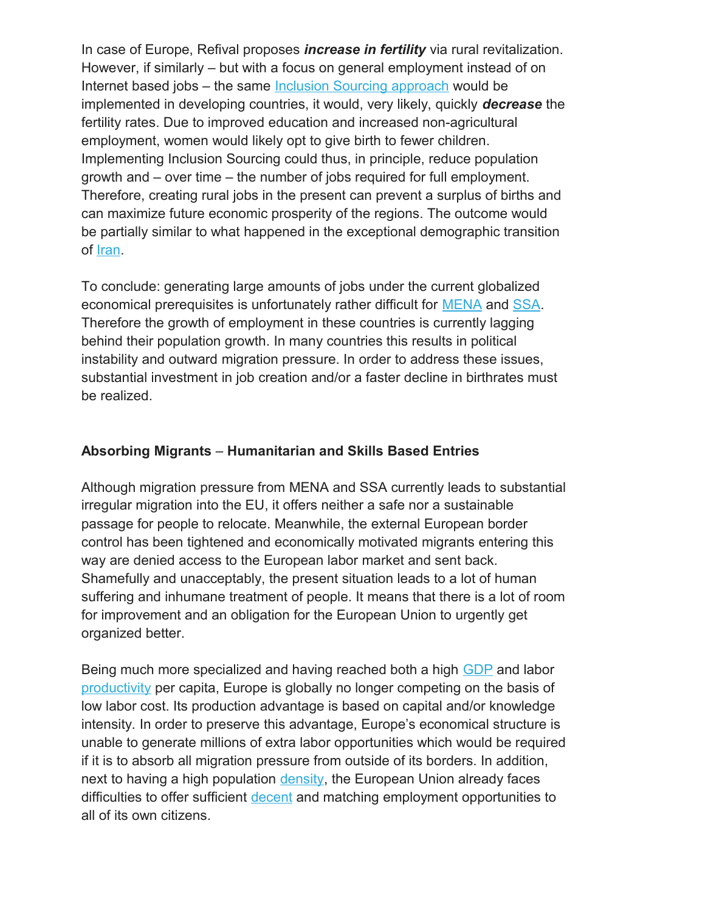In case of Europe, Refival proposes ***increase in fertility*** via rural revitalization. However, if similarly – but with a focus on general employment instead of on Internet based jobs – the same Inclusion Sourcing approach would be implemented in developing countries, it would, very likely, quickly ***decrease*** the fertility rates. Due to improved education and increased non-agricultural employment, women would likely opt to give birth to fewer children. Implementing Inclusion Sourcing could thus, in principle, reduce population growth and – over time – the number of jobs required for full employment. Therefore, creating rural jobs in the present can prevent a surplus of births and can maximize future economic prosperity of the regions. The outcome would be partially similar to what happened in the exceptional demographic transition of Iran.

To conclude: generating large amounts of jobs under the current globalized economical prerequisites is unfortunately rather difficult for MENA and SSA. Therefore the growth of employment in these countries is currently lagging behind their population growth. In many countries this results in political instability and outward migration pressure. In order to address these issues, substantial investment in job creation and/or a faster decline in birthrates must be realized.

**Absorbing Migrants – Humanitarian and Skills Based Entries**

Although migration pressure from MENA and SSA currently leads to substantial irregular migration into the EU, it offers neither a safe nor a sustainable passage for people to relocate. Meanwhile, the external European border control has been tightened and economically motivated migrants entering this way are denied access to the European labor market and sent back. Shamefully and unacceptably, the present situation leads to a lot of human suffering and inhumane treatment of people. It means that there is a lot of room for improvement and an obligation for the European Union to urgently get organized better.

Being much more specialized and having reached both a high GDP and labor productivity per capita, Europe is globally no longer competing on the basis of low labor cost. Its production advantage is based on capital and/or knowledge intensity. In order to preserve this advantage, Europe's economical structure is unable to generate millions of extra labor opportunities which would be required if it is to absorb all migration pressure from outside of its borders. In addition, next to having a high population density, the European Union already faces difficulties to offer sufficient decent and matching employment opportunities to all of its own citizens.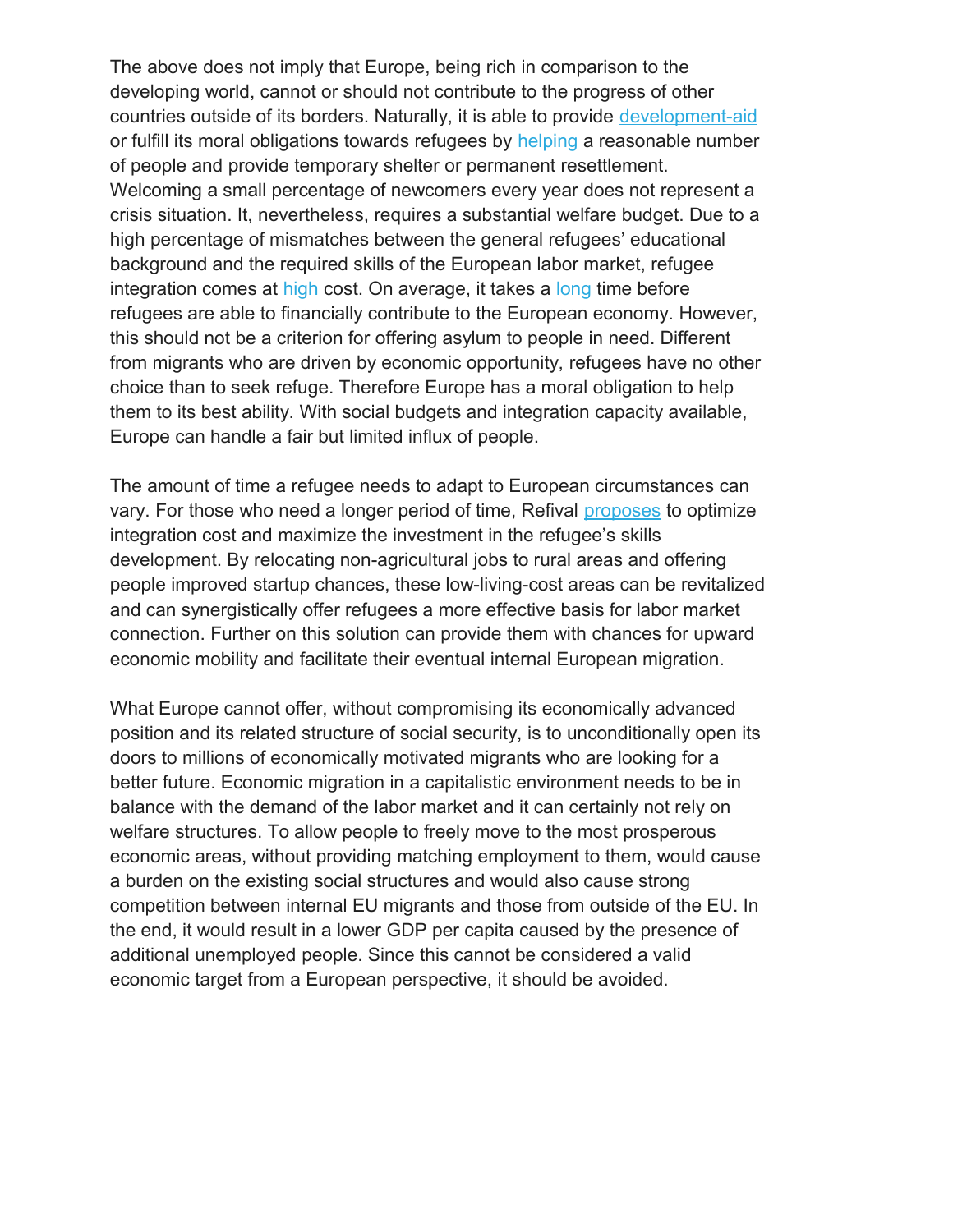The above does not imply that Europe, being rich in comparison to the developing world, cannot or should not contribute to the progress of other countries outside of its borders. Naturally, it is able to provide development-aid or fulfill its moral obligations towards refugees by helping a reasonable number of people and provide temporary shelter or permanent resettlement. Welcoming a small percentage of newcomers every year does not represent a crisis situation. It, nevertheless, requires a substantial welfare budget. Due to a high percentage of mismatches between the general refugees' educational background and the required skills of the European labor market, refugee integration comes at high cost. On average, it takes a long time before refugees are able to financially contribute to the European economy. However, this should not be a criterion for offering asylum to people in need. Different from migrants who are driven by economic opportunity, refugees have no other choice than to seek refuge. Therefore Europe has a moral obligation to help them to its best ability. With social budgets and integration capacity available, Europe can handle a fair but limited influx of people.

The amount of time a refugee needs to adapt to European circumstances can vary. For those who need a longer period of time, Refival proposes to optimize integration cost and maximize the investment in the refugee's skills development. By relocating non-agricultural jobs to rural areas and offering people improved startup chances, these low-living-cost areas can be revitalized and can synergistically offer refugees a more effective basis for labor market connection. Further on this solution can provide them with chances for upward economic mobility and facilitate their eventual internal European migration.

What Europe cannot offer, without compromising its economically advanced position and its related structure of social security, is to unconditionally open its doors to millions of economically motivated migrants who are looking for a better future. Economic migration in a capitalistic environment needs to be in balance with the demand of the labor market and it can certainly not rely on welfare structures. To allow people to freely move to the most prosperous economic areas, without providing matching employment to them, would cause a burden on the existing social structures and would also cause strong competition between internal EU migrants and those from outside of the EU. In the end, it would result in a lower GDP per capita caused by the presence of additional unemployed people. Since this cannot be considered a valid economic target from a European perspective, it should be avoided.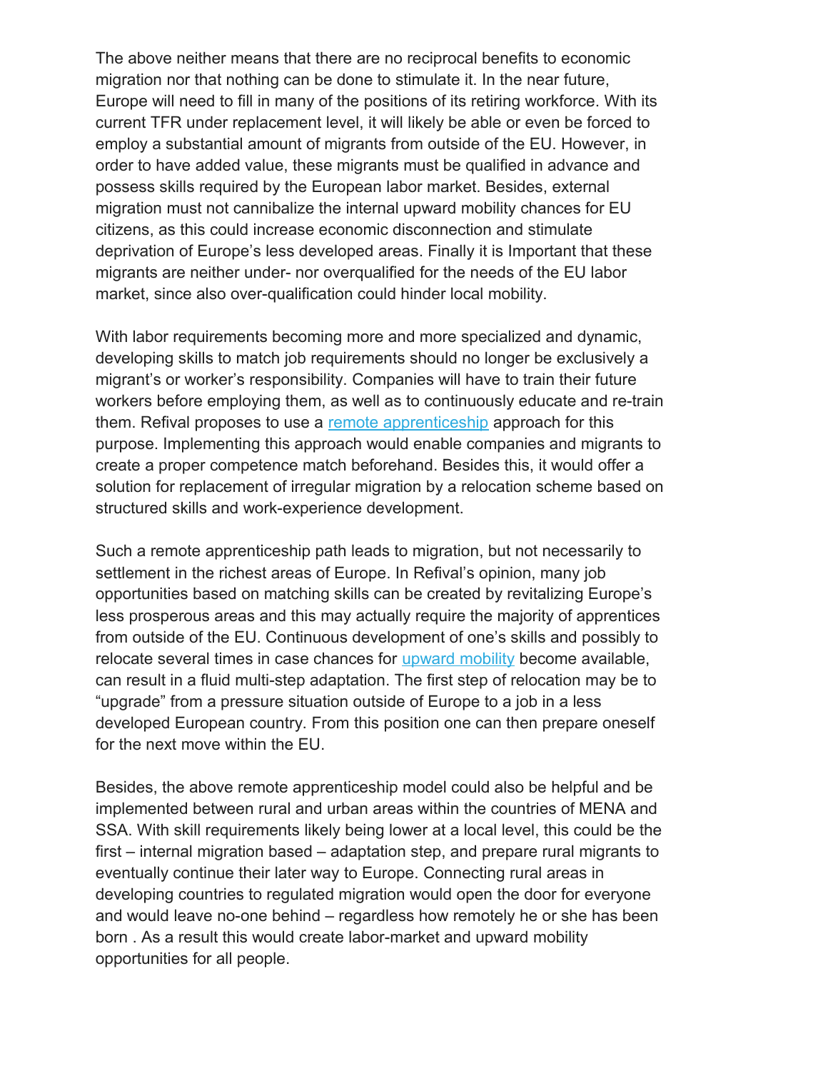The above neither means that there are no reciprocal benefits to economic migration nor that nothing can be done to stimulate it. In the near future, Europe will need to fill in many of the positions of its retiring workforce. With its current TFR under replacement level, it will likely be able or even be forced to employ a substantial amount of migrants from outside of the EU. However, in order to have added value, these migrants must be qualified in advance and possess skills required by the European labor market. Besides, external migration must not cannibalize the internal upward mobility chances for EU citizens, as this could increase economic disconnection and stimulate deprivation of Europe's less developed areas. Finally it is Important that these migrants are neither under- nor overqualified for the needs of the EU labor market, since also over-qualification could hinder local mobility.

With labor requirements becoming more and more specialized and dynamic, developing skills to match job requirements should no longer be exclusively a migrant's or worker's responsibility. Companies will have to train their future workers before employing them, as well as to continuously educate and re-train them. Refival proposes to use a remote apprenticeship approach for this purpose. Implementing this approach would enable companies and migrants to create a proper competence match beforehand. Besides this, it would offer a solution for replacement of irregular migration by a relocation scheme based on structured skills and work-experience development.

Such a remote apprenticeship path leads to migration, but not necessarily to settlement in the richest areas of Europe. In Refival's opinion, many job opportunities based on matching skills can be created by revitalizing Europe's less prosperous areas and this may actually require the majority of apprentices from outside of the EU. Continuous development of one's skills and possibly to relocate several times in case chances for upward mobility become available, can result in a fluid multi-step adaptation. The first step of relocation may be to "upgrade" from a pressure situation outside of Europe to a job in a less developed European country. From this position one can then prepare oneself for the next move within the EU.

Besides, the above remote apprenticeship model could also be helpful and be implemented between rural and urban areas within the countries of MENA and SSA. With skill requirements likely being lower at a local level, this could be the first – internal migration based – adaptation step, and prepare rural migrants to eventually continue their later way to Europe. Connecting rural areas in developing countries to regulated migration would open the door for everyone and would leave no-one behind – regardless how remotely he or she has been born . As a result this would create labor-market and upward mobility opportunities for all people.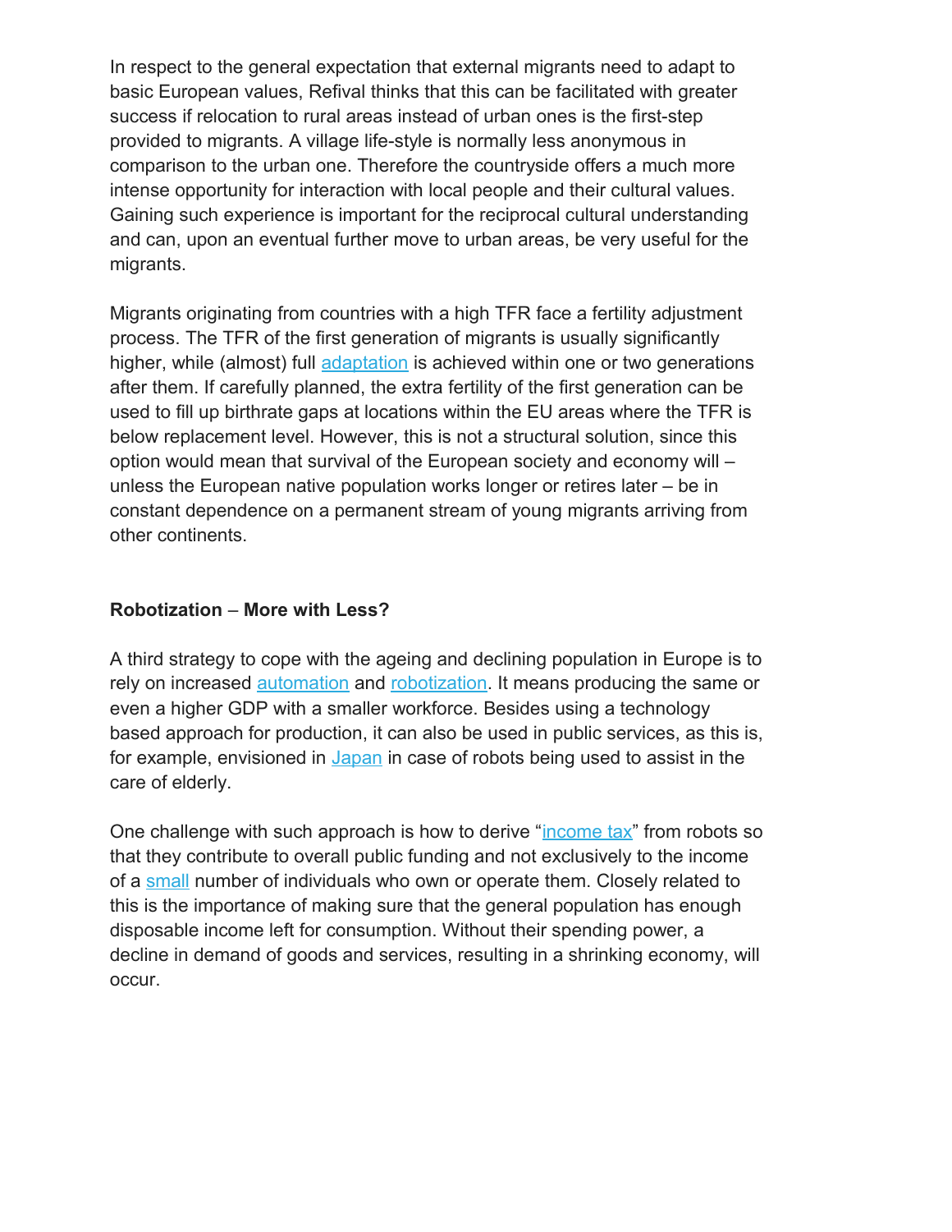In respect to the general expectation that external migrants need to adapt to basic European values, Refival thinks that this can be facilitated with greater success if relocation to rural areas instead of urban ones is the first-step provided to migrants. A village life-style is normally less anonymous in comparison to the urban one. Therefore the countryside offers a much more intense opportunity for interaction with local people and their cultural values. Gaining such experience is important for the reciprocal cultural understanding and can, upon an eventual further move to urban areas, be very useful for the migrants.

Migrants originating from countries with a high TFR face a fertility adjustment process. The TFR of the first generation of migrants is usually significantly higher, while (almost) full adaptation is achieved within one or two generations after them. If carefully planned, the extra fertility of the first generation can be used to fill up birthrate gaps at locations within the EU areas where the TFR is below replacement level. However, this is not a structural solution, since this option would mean that survival of the European society and economy will – unless the European native population works longer or retires later – be in constant dependence on a permanent stream of young migrants arriving from other continents.

**Robotization – More with Less?**

A third strategy to cope with the ageing and declining population in Europe is to rely on increased automation and robotization. It means producing the same or even a higher GDP with a smaller workforce. Besides using a technology based approach for production, it can also be used in public services, as this is, for example, envisioned in Japan in case of robots being used to assist in the care of elderly.

One challenge with such approach is how to derive "income tax" from robots so that they contribute to overall public funding and not exclusively to the income of a small number of individuals who own or operate them. Closely related to this is the importance of making sure that the general population has enough disposable income left for consumption. Without their spending power, a decline in demand of goods and services, resulting in a shrinking economy, will occur.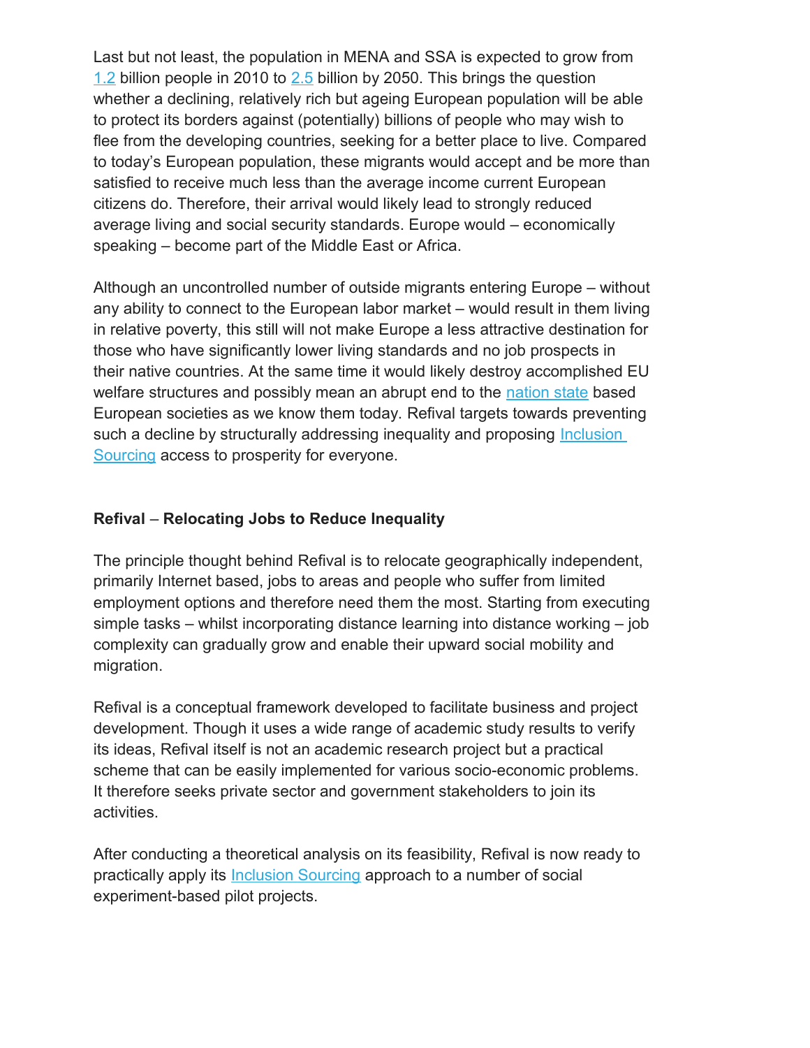Last but not least, the population in MENA and SSA is expected to grow from 1.2 billion people in 2010 to 2.5 billion by 2050. This brings the question whether a declining, relatively rich but ageing European population will be able to protect its borders against (potentially) billions of people who may wish to flee from the developing countries, seeking for a better place to live. Compared to today's European population, these migrants would accept and be more than satisfied to receive much less than the average income current European citizens do. Therefore, their arrival would likely lead to strongly reduced average living and social security standards. Europe would – economically speaking – become part of the Middle East or Africa.

Although an uncontrolled number of outside migrants entering Europe – without any ability to connect to the European labor market – would result in them living in relative poverty, this still will not make Europe a less attractive destination for those who have significantly lower living standards and no job prospects in their native countries. At the same time it would likely destroy accomplished EU welfare structures and possibly mean an abrupt end to the nation state based European societies as we know them today. Refival targets towards preventing such a decline by structurally addressing inequality and proposing Inclusion Sourcing access to prosperity for everyone.

**Refival – Relocating Jobs to Reduce Inequality**

The principle thought behind Refival is to relocate geographically independent, primarily Internet based, jobs to areas and people who suffer from limited employment options and therefore need them the most. Starting from executing simple tasks – whilst incorporating distance learning into distance working – job complexity can gradually grow and enable their upward social mobility and migration.

Refival is a conceptual framework developed to facilitate business and project development. Though it uses a wide range of academic study results to verify its ideas, Refival itself is not an academic research project but a practical scheme that can be easily implemented for various socio-economic problems. It therefore seeks private sector and government stakeholders to join its activities.

After conducting a theoretical analysis on its feasibility, Refival is now ready to practically apply its Inclusion Sourcing approach to a number of social experiment-based pilot projects.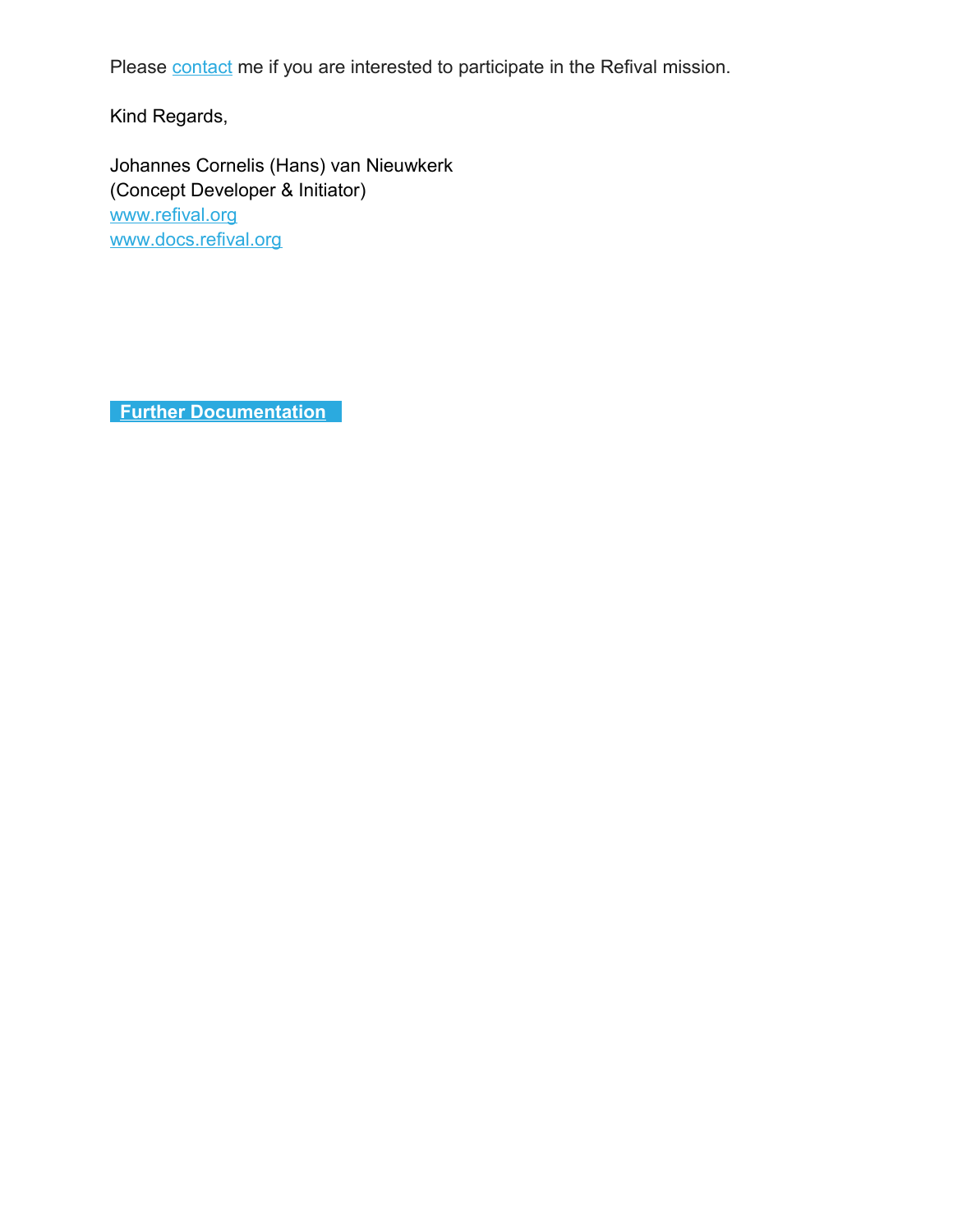Please contact me if you are interested to participate in the Refival mission.

Kind Regards,

Johannes Cornelis (Hans) van Nieuwkerk  
(Concept Developer & Initiator)  
www.refival.org  
www.docs.refival.org

**Further Documentation**